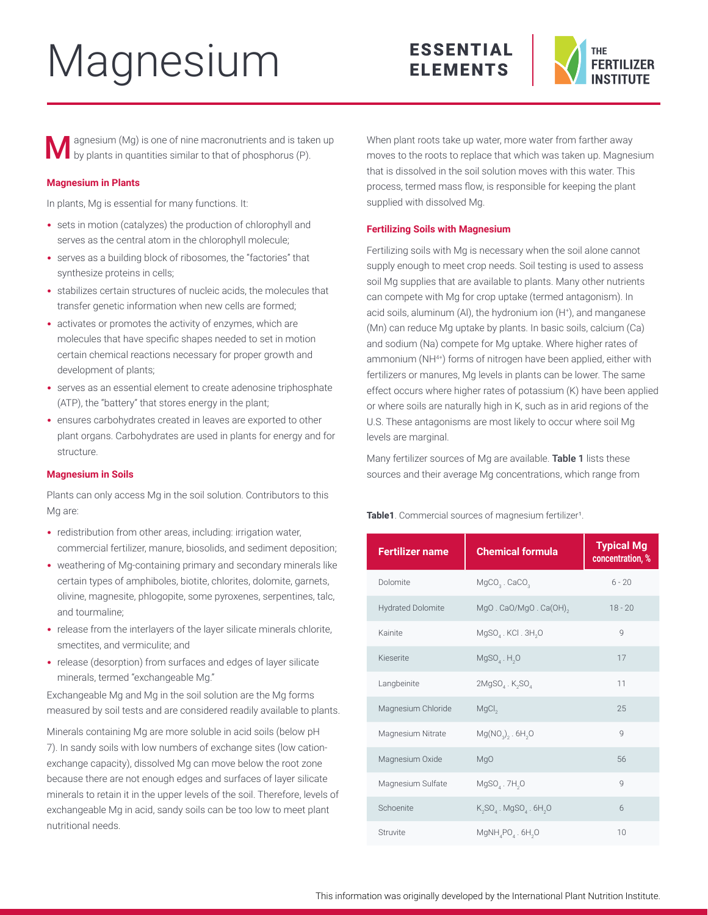# Magnesium

ESSENTIAL ELEMENTS

THE FERTILIZER INSTITUTE

Magnesium (Mg) is one of nine macronutrients and is taken up by plants in quantities similar to that of phosphorus (P).

### Magnesium in Plants

In plants, Mg is essential for many functions. It:

- sets in motion (catalyzes) the production of chlorophyll and serves as the central atom in the chlorophyll molecule;
- serves as a building block of ribosomes, the "factories" that synthesize proteins in cells;
- stabilizes certain structures of nucleic acids, the molecules that transfer genetic information when new cells are formed;
- activates or promotes the activity of enzymes, which are molecules that have specific shapes needed to set in motion certain chemical reactions necessary for proper growth and development of plants;
- serves as an essential element to create adenosine triphosphate (ATP), the "battery" that stores energy in the plant;
- ensures carbohydrates created in leaves are exported to other plant organs. Carbohydrates are used in plants for energy and for structure.

### Magnesium in Soils

Plants can only access Mg in the soil solution. Contributors to this Mg are:

- redistribution from other areas, including: irrigation water, commercial fertilizer, manure, biosolids, and sediment deposition;
- weathering of Mg-containing primary and secondary minerals like certain types of amphiboles, biotite, chlorites, dolomite, garnets, olivine, magnesite, phlogopite, some pyroxenes, serpentines, talc, and tourmaline;
- release from the interlayers of the layer silicate minerals chlorite, smectites, and vermiculite; and
- release (desorption) from surfaces and edges of layer silicate minerals, termed "exchangeable Mg."

Exchangeable Mg and Mg in the soil solution are the Mg forms measured by soil tests and are considered readily available to plants.

Minerals containing Mg are more soluble in acid soils (below pH 7). In sandy soils with low numbers of exchange sites (low cation-exchange capacity), dissolved Mg can move below the root zone because there are not enough edges and surfaces of layer silicate minerals to retain it in the upper levels of the soil. Therefore, levels of exchangeable Mg in acid, sandy soils can be too low to meet plant nutritional needs.

When plant roots take up water, more water from farther away moves to the roots to replace that which was taken up. Magnesium that is dissolved in the soil solution moves with this water. This process, termed mass flow, is responsible for keeping the plant supplied with dissolved Mg.

### Fertilizing Soils with Magnesium

Fertilizing soils with Mg is necessary when the soil alone cannot supply enough to meet crop needs. Soil testing is used to assess soil Mg supplies that are available to plants. Many other nutrients can compete with Mg for crop uptake (termed antagonism). In acid soils, aluminum (Al), the hydronium ion ($H^+$), and manganese (Mn) can reduce Mg uptake by plants. In basic soils, calcium (Ca) and sodium (Na) compete for Mg uptake. Where higher rates of ammonium ($NH^{4+}$) forms of nitrogen have been applied, either with fertilizers or manures, Mg levels in plants can be lower. The same effect occurs where higher rates of potassium (K) have been applied or where soils are naturally high in K, such as in arid regions of the U.S. These antagonisms are most likely to occur where soil Mg levels are marginal.

Many fertilizer sources of Mg are available. **Table 1** lists these sources and their average Mg concentrations, which range from

**Table1**. Commercial sources of magnesium fertilizer[1].

| Fertilizer name | Chemical formula | Typical Mg concentration, % |
|---|---|---|
| Dolomite | $MgCO_3 \cdot CaCO_3$ | 6 - 20 |
| Hydrated Dolomite | $MgO \cdot CaO/MgO \cdot Ca(OH)_2$ | 18 - 20 |
| Kainite | $MgSO_4 \cdot KCl \cdot 3H_2O$ | 9 |
| Kieserite | $MgSO_4 \cdot H_2O$ | 17 |
| Langbeinite | $2MgSO_4 \cdot K_2SO_4$ | 11 |
| Magnesium Chloride | $MgCl_2$ | 25 |
| Magnesium Nitrate | $Mg(NO_3)_2 \cdot 6H_2O$ | 9 |
| Magnesium Oxide | $MgO$ | 56 |
| Magnesium Sulfate | $MgSO_4 \cdot 7H_2O$ | 9 |
| Schoenite | $K_2SO_4 \cdot MgSO_4 \cdot 6H_2O$ | 6 |
| Struvite | $MgNH_4PO_4 \cdot 6H_2O$ | 10 |

This information was originally developed by the International Plant Nutrition Institute.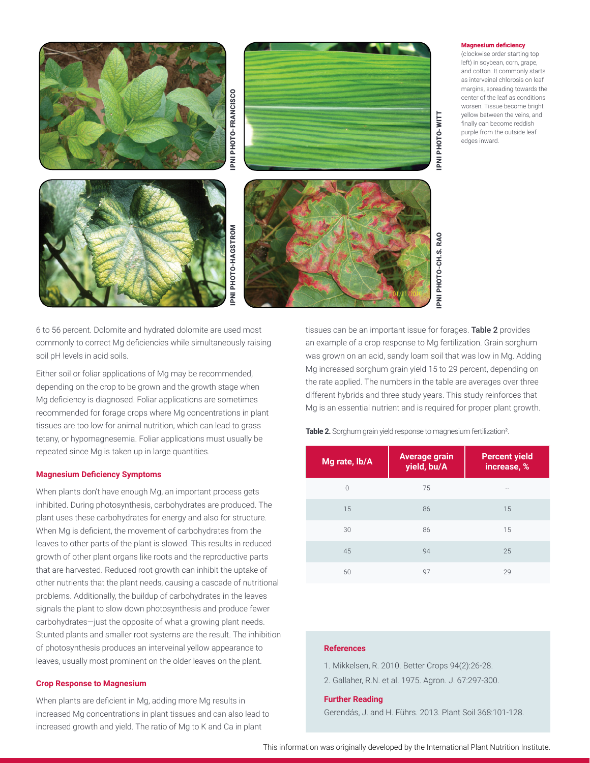**Magnesium deficiency** (clockwise order starting top left) in soybean, corn, grape, and cotton. It commonly starts as interveinal chlorosis on leaf margins, spreading towards the center of the leaf as conditions worsen. Tissue become bright yellow between the veins, and finally can become reddish purple from the outside leaf edges inward.

IPNI PHOTO-FRANCISCO

IPNI PHOTO-WITT

IPNI PHOTO-HAGSTROM

IPNI PHOTO-CH.S. RAO

6 to 56 percent. Dolomite and hydrated dolomite are used most commonly to correct Mg deficiencies while simultaneously raising soil pH levels in acid soils.

Either soil or foliar applications of Mg may be recommended, depending on the crop to be grown and the growth stage when Mg deficiency is diagnosed. Foliar applications are sometimes recommended for forage crops where Mg concentrations in plant tissues are too low for animal nutrition, which can lead to grass tetany, or hypomagnesemia. Foliar applications must usually be repeated since Mg is taken up in large quantities.

### Magnesium Deficiency Symptoms

When plants don't have enough Mg, an important process gets inhibited. During photosynthesis, carbohydrates are produced. The plant uses these carbohydrates for energy and also for structure. When Mg is deficient, the movement of carbohydrates from the leaves to other parts of the plant is slowed. This results in reduced growth of other plant organs like roots and the reproductive parts that are harvested. Reduced root growth can inhibit the uptake of other nutrients that the plant needs, causing a cascade of nutritional problems. Additionally, the buildup of carbohydrates in the leaves signals the plant to slow down photosynthesis and produce fewer carbohydrates—just the opposite of what a growing plant needs. Stunted plants and smaller root systems are the result. The inhibition of photosynthesis produces an interveinal yellow appearance to leaves, usually most prominent on the older leaves on the plant.

### Crop Response to Magnesium

When plants are deficient in Mg, adding more Mg results in increased Mg concentrations in plant tissues and can also lead to increased growth and yield. The ratio of Mg to K and Ca in plant tissues can be an important issue for forages. **Table 2** provides an example of a crop response to Mg fertilization. Grain sorghum was grown on an acid, sandy loam soil that was low in Mg. Adding Mg increased sorghum grain yield 15 to 29 percent, depending on the rate applied. The numbers in the table are averages over three different hybrids and three study years. This study reinforces that Mg is an essential nutrient and is required for proper plant growth.

**Table 2.** Sorghum grain yield response to magnesium fertilization[2].

| Mg rate, lb/A | Average grain yield, bu/A | Percent yield increase, % |
|---|---|---|
| 0 | 75 | -- |
| 15 | 86 | 15 |
| 30 | 86 | 15 |
| 45 | 94 | 25 |
| 60 | 97 | 29 |

### References

1. Mikkelsen, R. 2010. Better Crops 94(2):26-28.
2. Gallaher, R.N. et al. 1975. Agron. J. 67:297-300.

### Further Reading

Gerendás, J. and H. Führs. 2013. Plant Soil 368:101-128.

This information was originally developed by the International Plant Nutrition Institute.